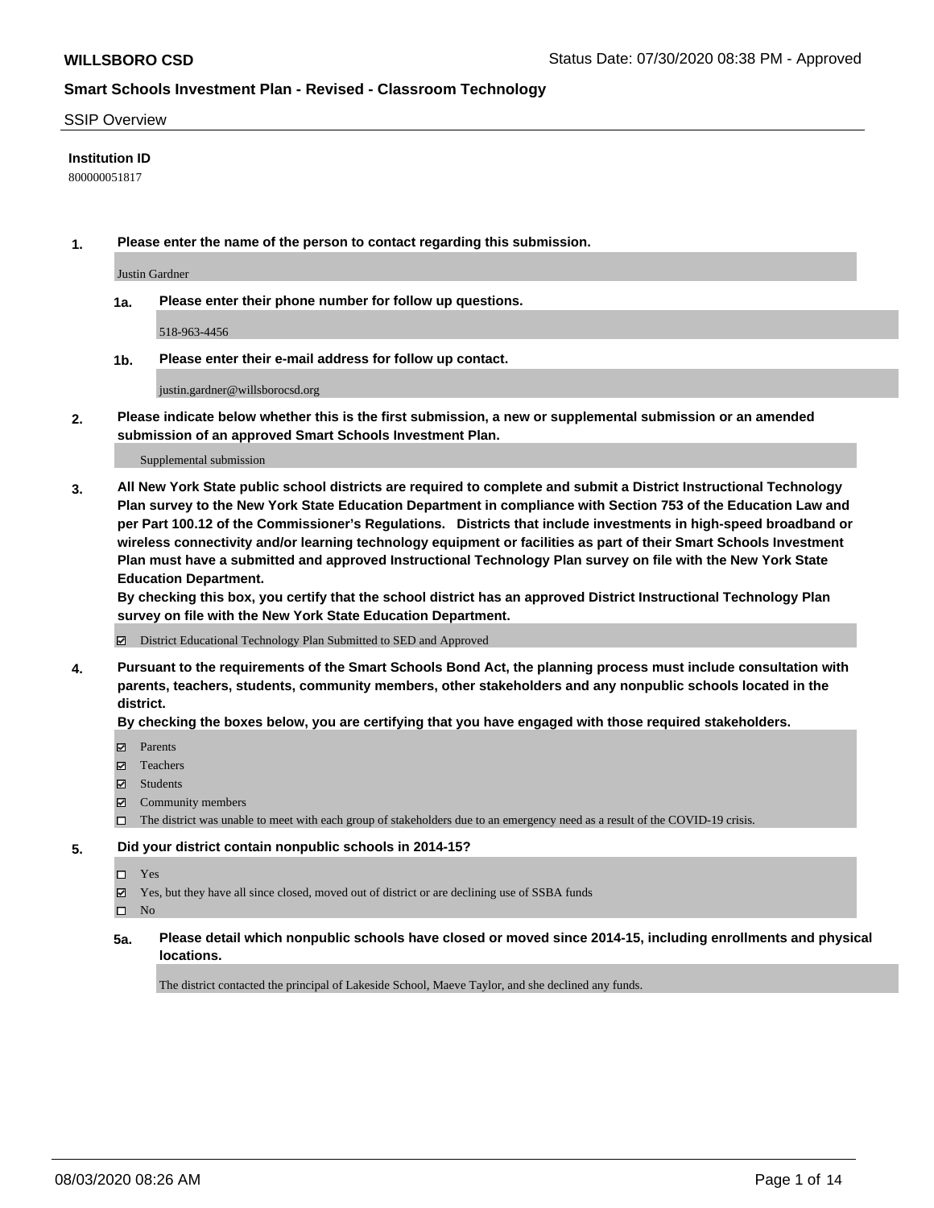**WILLSBORO CSD** Status Date: 07/30/2020 08:38 PM - Approved

**Smart Schools Investment Plan - Revised - Classroom Technology**

SSIP Overview

**Institution ID**

800000051817

**1. Please enter the name of the person to contact regarding this submission.**

Justin Gardner

**1a. Please enter their phone number for follow up questions.**

518-963-4456

**1b. Please enter their e-mail address for follow up contact.**

justin.gardner@willsborocsd.org

**2. Please indicate below whether this is the first submission, a new or supplemental submission or an amended submission of an approved Smart Schools Investment Plan.**

Supplemental submission

**3. All New York State public school districts are required to complete and submit a District Instructional Technology Plan survey to the New York State Education Department in compliance with Section 753 of the Education Law and per Part 100.12 of the Commissioner's Regulations. Districts that include investments in high-speed broadband or wireless connectivity and/or learning technology equipment or facilities as part of their Smart Schools Investment Plan must have a submitted and approved Instructional Technology Plan survey on file with the New York State Education Department.**

**By checking this box, you certify that the school district has an approved District Instructional Technology Plan survey on file with the New York State Education Department.**

☑ District Educational Technology Plan Submitted to SED and Approved

**4. Pursuant to the requirements of the Smart Schools Bond Act, the planning process must include consultation with parents, teachers, students, community members, other stakeholders and any nonpublic schools located in the district.**

**By checking the boxes below, you are certifying that you have engaged with those required stakeholders.**

☑ Parents

☑ Teachers

☑ Students

☑ Community members

☐ The district was unable to meet with each group of stakeholders due to an emergency need as a result of the COVID-19 crisis.

**5. Did your district contain nonpublic schools in 2014-15?**

☐ Yes

☑ Yes, but they have all since closed, moved out of district or are declining use of SSBA funds

☐ No

**5a. Please detail which nonpublic schools have closed or moved since 2014-15, including enrollments and physical locations.**

The district contacted the principal of Lakeside School, Maeve Taylor, and she declined any funds.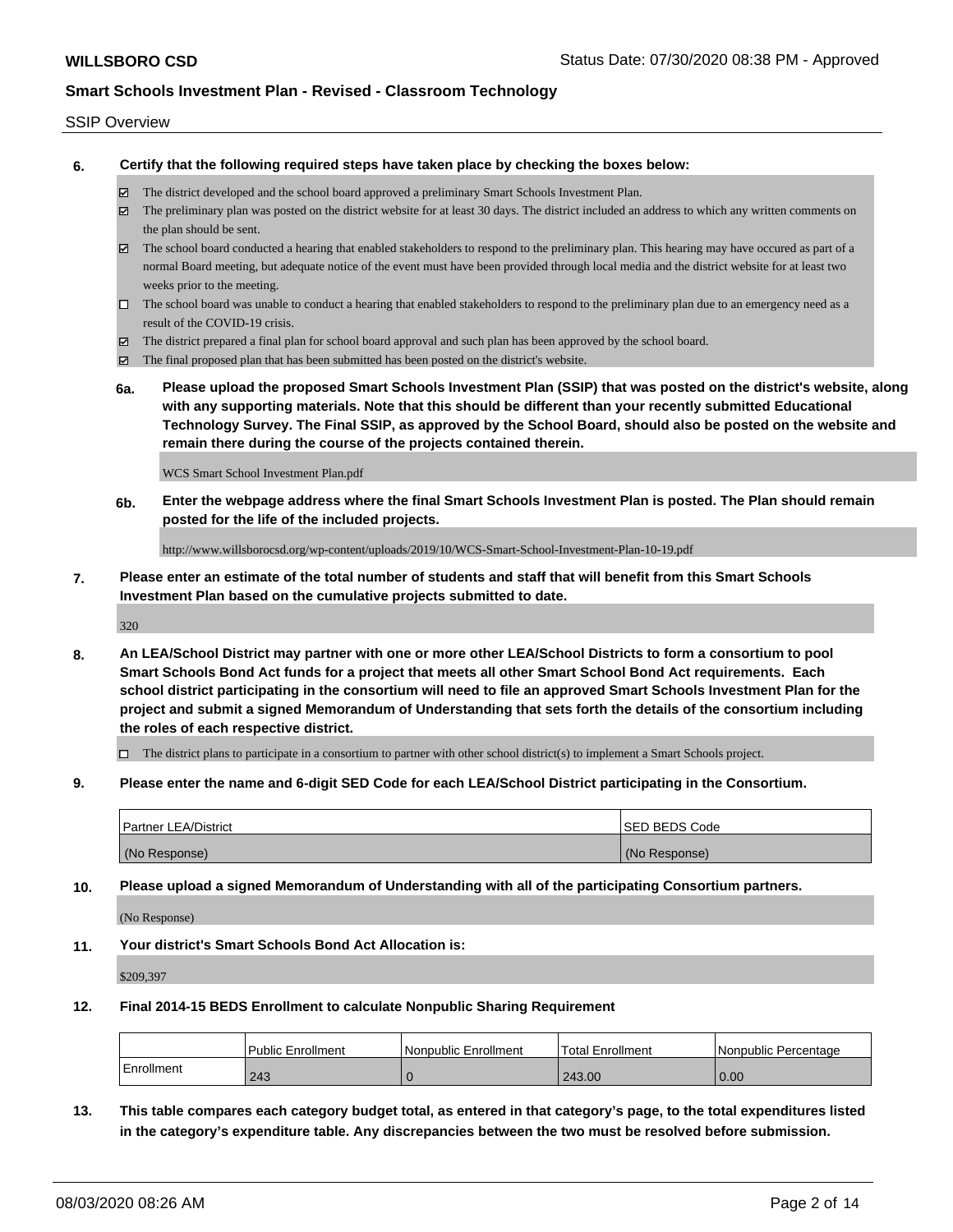**6. Certify that the following required steps have taken place by checking the boxes below:**

- ☑ The district developed and the school board approved a preliminary Smart Schools Investment Plan.
- ☑ The preliminary plan was posted on the district website for at least 30 days. The district included an address to which any written comments on the plan should be sent.
- ☑ The school board conducted a hearing that enabled stakeholders to respond to the preliminary plan. This hearing may have occured as part of a normal Board meeting, but adequate notice of the event must have been provided through local media and the district website for at least two weeks prior to the meeting.
- ☐ The school board was unable to conduct a hearing that enabled stakeholders to respond to the preliminary plan due to an emergency need as a result of the COVID-19 crisis.
- ☑ The district prepared a final plan for school board approval and such plan has been approved by the school board.
- ☑ The final proposed plan that has been submitted has been posted on the district's website.

**6a. Please upload the proposed Smart Schools Investment Plan (SSIP) that was posted on the district's website, along with any supporting materials. Note that this should be different than your recently submitted Educational Technology Survey. The Final SSIP, as approved by the School Board, should also be posted on the website and remain there during the course of the projects contained therein.**

WCS Smart School Investment Plan.pdf

**6b. Enter the webpage address where the final Smart Schools Investment Plan is posted. The Plan should remain posted for the life of the included projects.**

http://www.willsborocsd.org/wp-content/uploads/2019/10/WCS-Smart-School-Investment-Plan-10-19.pdf

**7. Please enter an estimate of the total number of students and staff that will benefit from this Smart Schools Investment Plan based on the cumulative projects submitted to date.**

320

**8. An LEA/School District may partner with one or more other LEA/School Districts to form a consortium to pool Smart Schools Bond Act funds for a project that meets all other Smart School Bond Act requirements. Each school district participating in the consortium will need to file an approved Smart Schools Investment Plan for the project and submit a signed Memorandum of Understanding that sets forth the details of the consortium including the roles of each respective district.**

- ☐ The district plans to participate in a consortium to partner with other school district(s) to implement a Smart Schools project.

**9. Please enter the name and 6-digit SED Code for each LEA/School District participating in the Consortium.**

| Partner LEA/District | SED BEDS Code |
|---|---|
| (No Response) | (No Response) |

**10. Please upload a signed Memorandum of Understanding with all of the participating Consortium partners.**

(No Response)

**11. Your district's Smart Schools Bond Act Allocation is:**

$209,397

**12. Final 2014-15 BEDS Enrollment to calculate Nonpublic Sharing Requirement**

| | Public Enrollment | Nonpublic Enrollment | Total Enrollment | Nonpublic Percentage |
|---|---|---|---|---|
| Enrollment | 243 | 0 | 243.00 | 0.00 |

**13. This table compares each category budget total, as entered in that category's page, to the total expenditures listed in the category's expenditure table. Any discrepancies between the two must be resolved before submission.**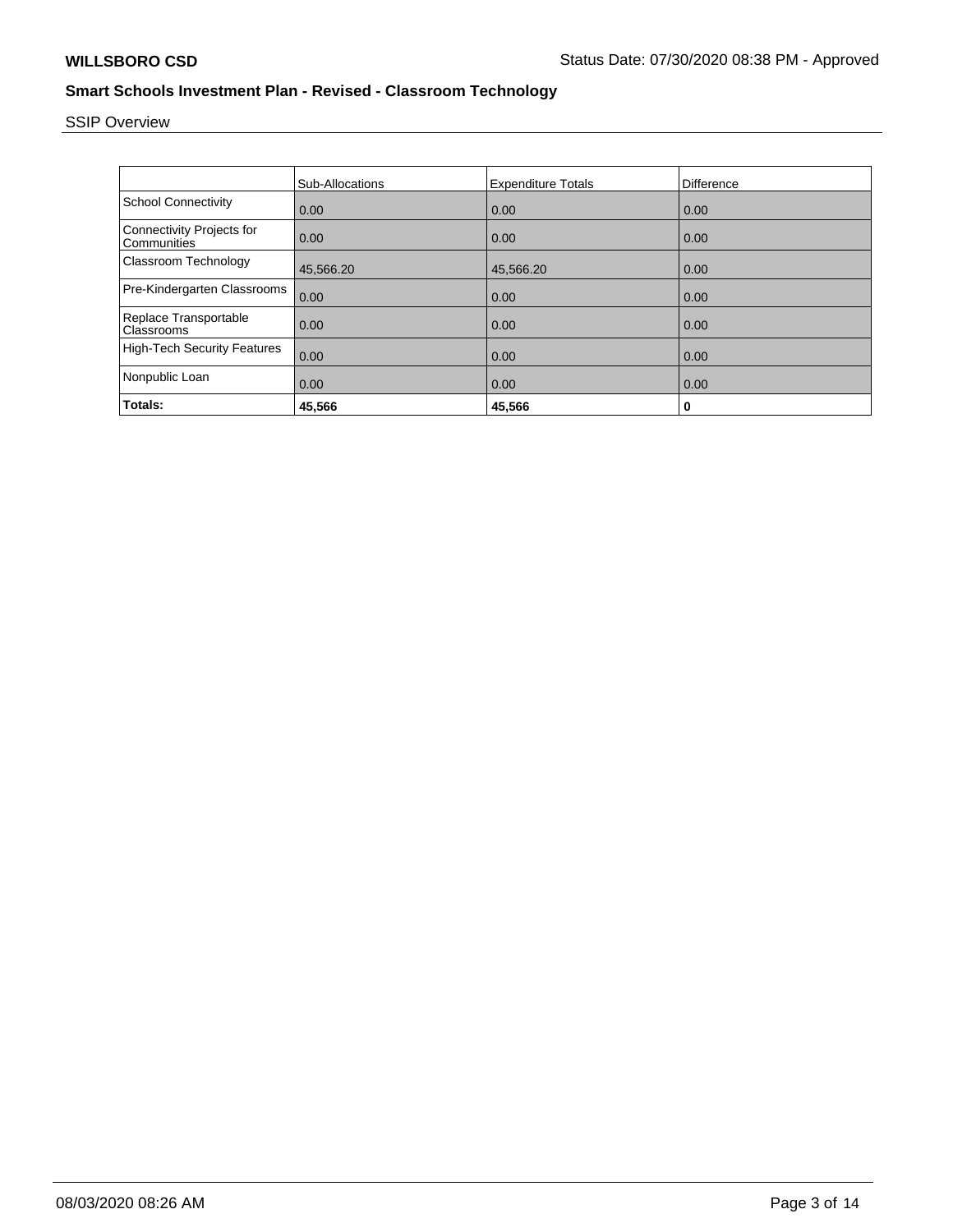## Smart Schools Investment Plan - Revised - Classroom Technology

SSIP Overview

| | Sub-Allocations | Expenditure Totals | Difference |
|---|---|---|---|
| School Connectivity | 0.00 | 0.00 | 0.00 |
| Connectivity Projects for Communities | 0.00 | 0.00 | 0.00 |
| Classroom Technology | 45,566.20 | 45,566.20 | 0.00 |
| Pre-Kindergarten Classrooms | 0.00 | 0.00 | 0.00 |
| Replace Transportable Classrooms | 0.00 | 0.00 | 0.00 |
| High-Tech Security Features | 0.00 | 0.00 | 0.00 |
| Nonpublic Loan | 0.00 | 0.00 | 0.00 |
| **Totals:** | **45,566** | **45,566** | **0** |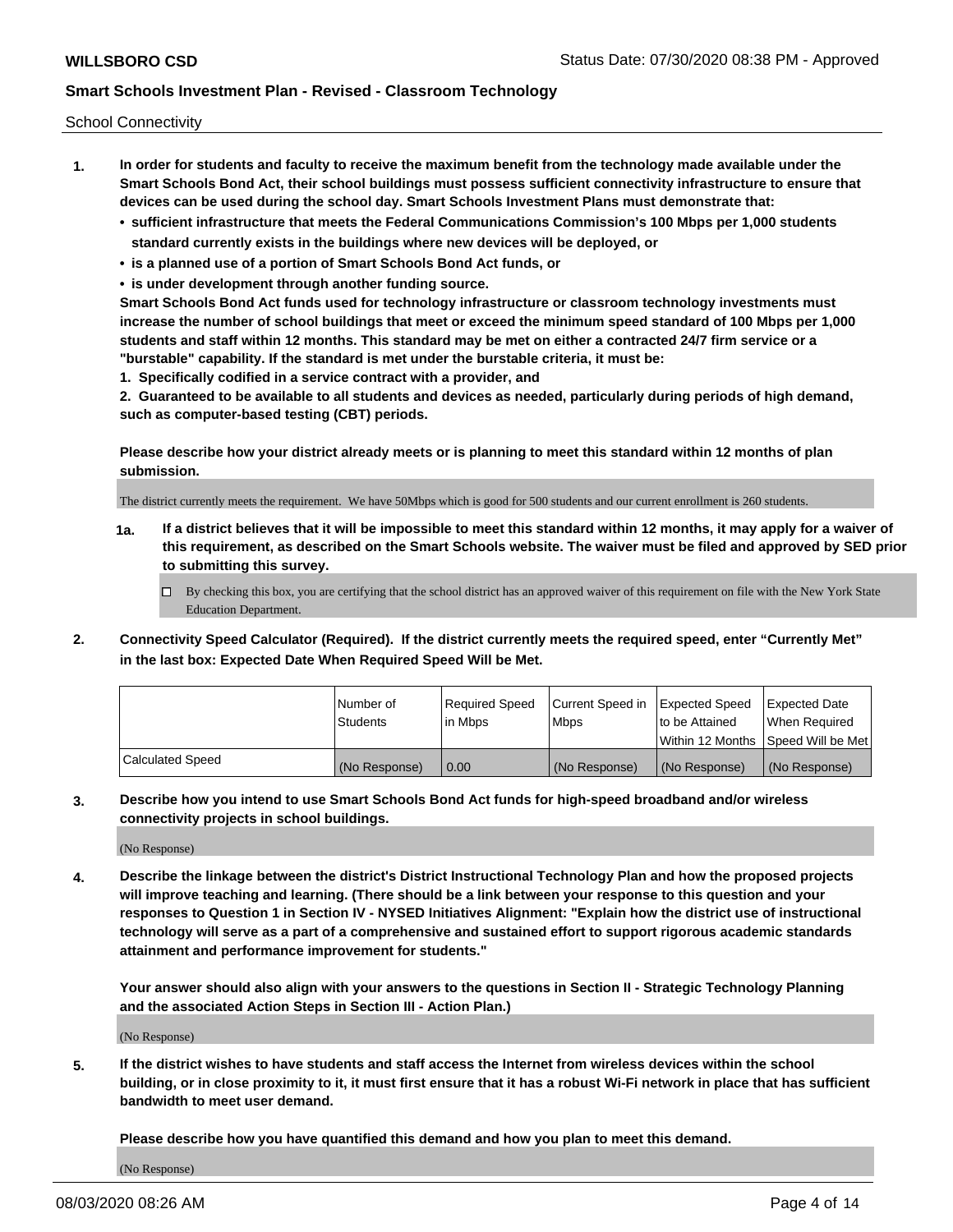School Connectivity

1. **In order for students and faculty to receive the maximum benefit from the technology made available under the Smart Schools Bond Act, their school buildings must possess sufficient connectivity infrastructure to ensure that devices can be used during the school day. Smart Schools Investment Plans must demonstrate that:**
   - **sufficient infrastructure that meets the Federal Communications Commission's 100 Mbps per 1,000 students standard currently exists in the buildings where new devices will be deployed, or**
   - **is a planned use of a portion of Smart Schools Bond Act funds, or**
   - **is under development through another funding source.**

   **Smart Schools Bond Act funds used for technology infrastructure or classroom technology investments must increase the number of school buildings that meet or exceed the minimum speed standard of 100 Mbps per 1,000 students and staff within 12 months. This standard may be met on either a contracted 24/7 firm service or a "burstable" capability. If the standard is met under the burstable criteria, it must be:**

   **1. Specifically codified in a service contract with a provider, and**

   **2. Guaranteed to be available to all students and devices as needed, particularly during periods of high demand, such as computer-based testing (CBT) periods.**

   **Please describe how your district already meets or is planning to meet this standard within 12 months of plan submission.**

   The district currently meets the requirement. We have 50Mbps which is good for 500 students and our current enrollment is 260 students.

   **1a. If a district believes that it will be impossible to meet this standard within 12 months, it may apply for a waiver of this requirement, as described on the Smart Schools website. The waiver must be filed and approved by SED prior to submitting this survey.**

   ☐ By checking this box, you are certifying that the school district has an approved waiver of this requirement on file with the New York State Education Department.

2. **Connectivity Speed Calculator (Required). If the district currently meets the required speed, enter "Currently Met" in the last box: Expected Date When Required Speed Will be Met.**

| | Number of Students | Required Speed in Mbps | Current Speed in Mbps | Expected Speed to be Attained Within 12 Months | Expected Date When Required Speed Will be Met |
|---|---|---|---|---|---|
| Calculated Speed | (No Response) | 0.00 | (No Response) | (No Response) | (No Response) |

3. **Describe how you intend to use Smart Schools Bond Act funds for high-speed broadband and/or wireless connectivity projects in school buildings.**

   (No Response)

4. **Describe the linkage between the district's District Instructional Technology Plan and how the proposed projects will improve teaching and learning. (There should be a link between your response to this question and your responses to Question 1 in Section IV - NYSED Initiatives Alignment: "Explain how the district use of instructional technology will serve as a part of a comprehensive and sustained effort to support rigorous academic standards attainment and performance improvement for students."**

   **Your answer should also align with your answers to the questions in Section II - Strategic Technology Planning and the associated Action Steps in Section III - Action Plan.)**

   (No Response)

5. **If the district wishes to have students and staff access the Internet from wireless devices within the school building, or in close proximity to it, it must first ensure that it has a robust Wi-Fi network in place that has sufficient bandwidth to meet user demand.**

   **Please describe how you have quantified this demand and how you plan to meet this demand.**

   (No Response)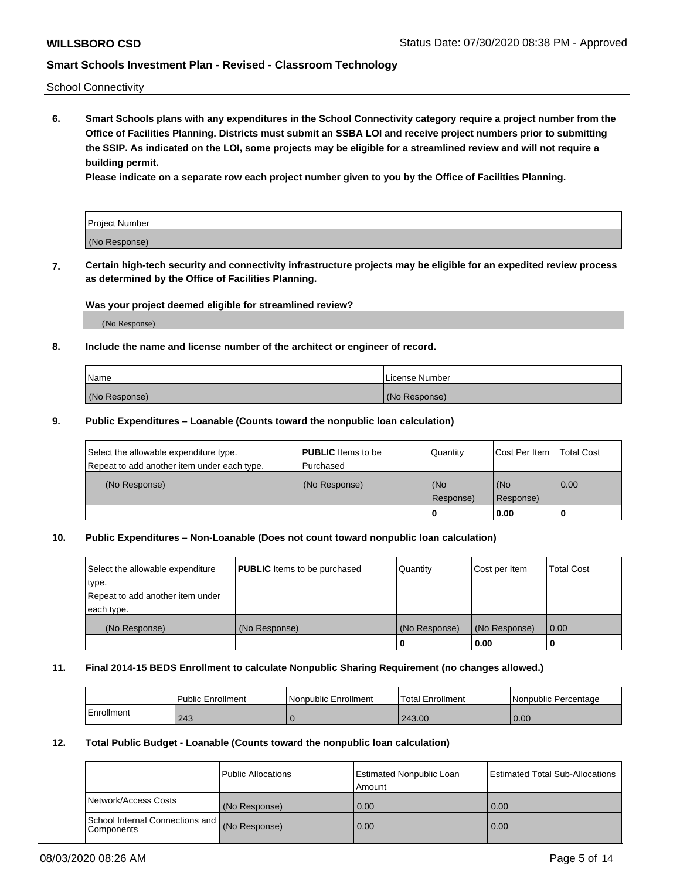School Connectivity

**6. Smart Schools plans with any expenditures in the School Connectivity category require a project number from the Office of Facilities Planning. Districts must submit an SSBA LOI and receive project numbers prior to submitting the SSIP. As indicated on the LOI, some projects may be eligible for a streamlined review and will not require a building permit.**

**Please indicate on a separate row each project number given to you by the Office of Facilities Planning.**

| Project Number |
| --- |
| (No Response) |

**7. Certain high-tech security and connectivity infrastructure projects may be eligible for an expedited review process as determined by the Office of Facilities Planning.**

**Was your project deemed eligible for streamlined review?**

(No Response)

**8. Include the name and license number of the architect or engineer of record.**

| Name | License Number |
| --- | --- |
| (No Response) | (No Response) |

**9. Public Expenditures – Loanable (Counts toward the nonpublic loan calculation)**

| Select the allowable expenditure type. Repeat to add another item under each type. | **PUBLIC** Items to be Purchased | Quantity | Cost Per Item | Total Cost |
| --- | --- | --- | --- | --- |
| (No Response) | (No Response) | (No Response) | (No Response) | 0.00 |
| | | 0 | 0.00 | 0 |

**10. Public Expenditures – Non-Loanable (Does not count toward nonpublic loan calculation)**

| Select the allowable expenditure type. Repeat to add another item under each type. | **PUBLIC** Items to be purchased | Quantity | Cost per Item | Total Cost |
| --- | --- | --- | --- | --- |
| (No Response) | (No Response) | (No Response) | (No Response) | 0.00 |
| | | 0 | 0.00 | 0 |

**11. Final 2014-15 BEDS Enrollment to calculate Nonpublic Sharing Requirement (no changes allowed.)**

| | Public Enrollment | Nonpublic Enrollment | Total Enrollment | Nonpublic Percentage |
| --- | --- | --- | --- | --- |
| Enrollment | 243 | 0 | 243.00 | 0.00 |

**12. Total Public Budget - Loanable (Counts toward the nonpublic loan calculation)**

| | Public Allocations | Estimated Nonpublic Loan Amount | Estimated Total Sub-Allocations |
| --- | --- | --- | --- |
| Network/Access Costs | (No Response) | 0.00 | 0.00 |
| School Internal Connections and Components | (No Response) | 0.00 | 0.00 |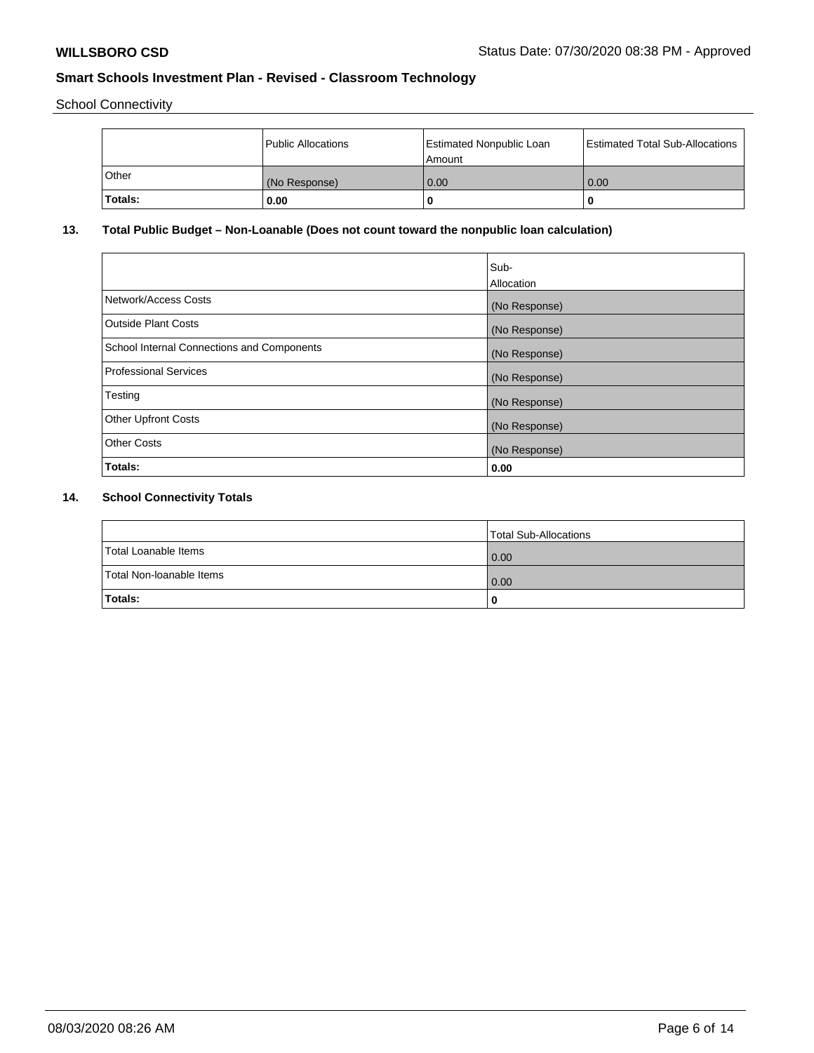School Connectivity

| | Public Allocations | Estimated Nonpublic Loan Amount | Estimated Total Sub-Allocations |
|---|---|---|---|
| Other | (No Response) | 0.00 | 0.00 |
| **Totals:** | **0.00** | **0** | **0** |

## 13. Total Public Budget – Non-Loanable (Does not count toward the nonpublic loan calculation)

| | Sub-Allocation |
|---|---|
| Network/Access Costs | (No Response) |
| Outside Plant Costs | (No Response) |
| School Internal Connections and Components | (No Response) |
| Professional Services | (No Response) |
| Testing | (No Response) |
| Other Upfront Costs | (No Response) |
| Other Costs | (No Response) |
| **Totals:** | **0.00** |

## 14. School Connectivity Totals

| | Total Sub-Allocations |
|---|---|
| Total Loanable Items | 0.00 |
| Total Non-loanable Items | 0.00 |
| **Totals:** | **0** |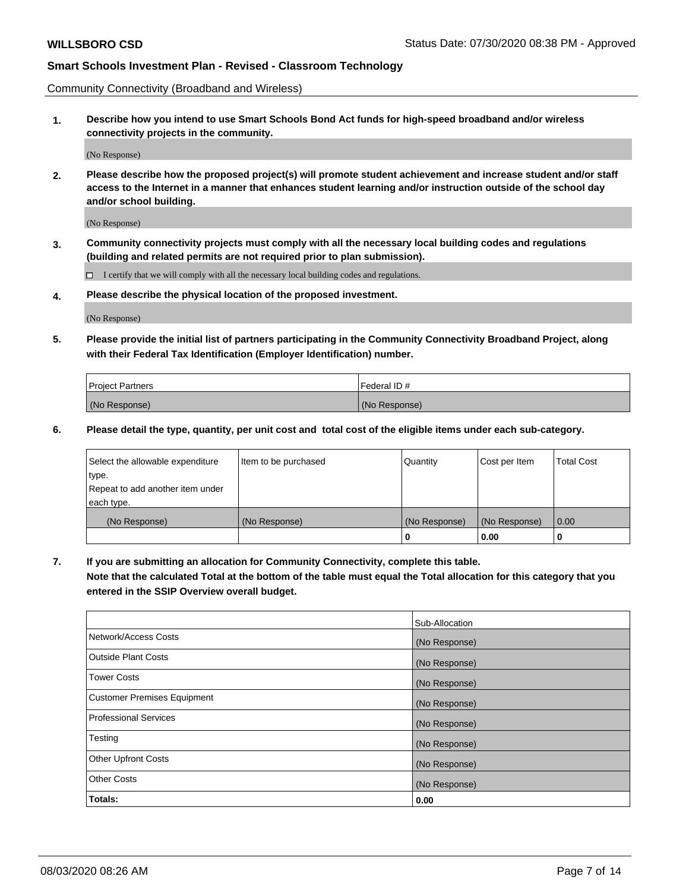**WILLSBORO CSD** Status Date: 07/30/2020 08:38 PM - Approved

## Smart Schools Investment Plan - Revised - Classroom Technology

Community Connectivity (Broadband and Wireless)

**1. Describe how you intend to use Smart Schools Bond Act funds for high-speed broadband and/or wireless connectivity projects in the community.**

(No Response)

**2. Please describe how the proposed project(s) will promote student achievement and increase student and/or staff access to the Internet in a manner that enhances student learning and/or instruction outside of the school day and/or school building.**

(No Response)

**3. Community connectivity projects must comply with all the necessary local building codes and regulations (building and related permits are not required prior to plan submission).**

☐ I certify that we will comply with all the necessary local building codes and regulations.

**4. Please describe the physical location of the proposed investment.**

(No Response)

**5. Please provide the initial list of partners participating in the Community Connectivity Broadband Project, along with their Federal Tax Identification (Employer Identification) number.**

| Project Partners | Federal ID # |
| --- | --- |
| (No Response) | (No Response) |

**6. Please detail the type, quantity, per unit cost and total cost of the eligible items under each sub-category.**

| Select the allowable expenditure type. Repeat to add another item under each type. | Item to be purchased | Quantity | Cost per Item | Total Cost |
| --- | --- | --- | --- | --- |
| (No Response) | (No Response) | (No Response) | (No Response) | 0.00 |
| | | 0 | 0.00 | 0 |

**7. If you are submitting an allocation for Community Connectivity, complete this table. Note that the calculated Total at the bottom of the table must equal the Total allocation for this category that you entered in the SSIP Overview overall budget.**

| | Sub-Allocation |
| --- | --- |
| Network/Access Costs | (No Response) |
| Outside Plant Costs | (No Response) |
| Tower Costs | (No Response) |
| Customer Premises Equipment | (No Response) |
| Professional Services | (No Response) |
| Testing | (No Response) |
| Other Upfront Costs | (No Response) |
| Other Costs | (No Response) |
| **Totals:** | **0.00** |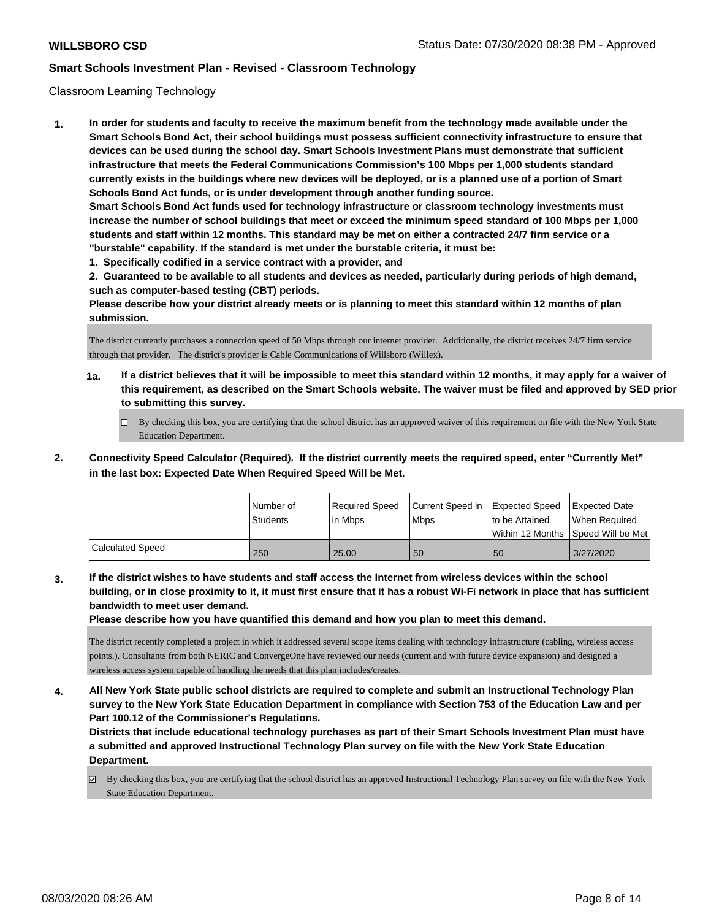# Smart Schools Investment Plan - Revised - Classroom Technology

Classroom Learning Technology

**1. In order for students and faculty to receive the maximum benefit from the technology made available under the Smart Schools Bond Act, their school buildings must possess sufficient connectivity infrastructure to ensure that devices can be used during the school day. Smart Schools Investment Plans must demonstrate that sufficient infrastructure that meets the Federal Communications Commission's 100 Mbps per 1,000 students standard currently exists in the buildings where new devices will be deployed, or is a planned use of a portion of Smart Schools Bond Act funds, or is under development through another funding source.**

**Smart Schools Bond Act funds used for technology infrastructure or classroom technology investments must increase the number of school buildings that meet or exceed the minimum speed standard of 100 Mbps per 1,000 students and staff within 12 months. This standard may be met on either a contracted 24/7 firm service or a "burstable" capability. If the standard is met under the burstable criteria, it must be:**

**1. Specifically codified in a service contract with a provider, and**

**2. Guaranteed to be available to all students and devices as needed, particularly during periods of high demand, such as computer-based testing (CBT) periods.**

**Please describe how your district already meets or is planning to meet this standard within 12 months of plan submission.**

The district currently purchases a connection speed of 50 Mbps through our internet provider. Additionally, the district receives 24/7 firm service through that provider. The district's provider is Cable Communications of Willsboro (Willex).

**1a. If a district believes that it will be impossible to meet this standard within 12 months, it may apply for a waiver of this requirement, as described on the Smart Schools website. The waiver must be filed and approved by SED prior to submitting this survey.**

☐ By checking this box, you are certifying that the school district has an approved waiver of this requirement on file with the New York State Education Department.

**2. Connectivity Speed Calculator (Required). If the district currently meets the required speed, enter "Currently Met" in the last box: Expected Date When Required Speed Will be Met.**

| | Number of Students | Required Speed in Mbps | Current Speed in Mbps | Expected Speed to be Attained Within 12 Months | Expected Date When Required Speed Will be Met |
|---|---|---|---|---|---|
| Calculated Speed | 250 | 25.00 | 50 | 50 | 3/27/2020 |

**3. If the district wishes to have students and staff access the Internet from wireless devices within the school building, or in close proximity to it, it must first ensure that it has a robust Wi-Fi network in place that has sufficient bandwidth to meet user demand.**

**Please describe how you have quantified this demand and how you plan to meet this demand.**

The district recently completed a project in which it addressed several scope items dealing with technology infrastructure (cabling, wireless access points.). Consultants from both NERIC and ConvergeOne have reviewed our needs (current and with future device expansion) and designed a wireless access system capable of handling the needs that this plan includes/creates.

**4. All New York State public school districts are required to complete and submit an Instructional Technology Plan survey to the New York State Education Department in compliance with Section 753 of the Education Law and per Part 100.12 of the Commissioner's Regulations.**

**Districts that include educational technology purchases as part of their Smart Schools Investment Plan must have a submitted and approved Instructional Technology Plan survey on file with the New York State Education Department.**

☑ By checking this box, you are certifying that the school district has an approved Instructional Technology Plan survey on file with the New York State Education Department.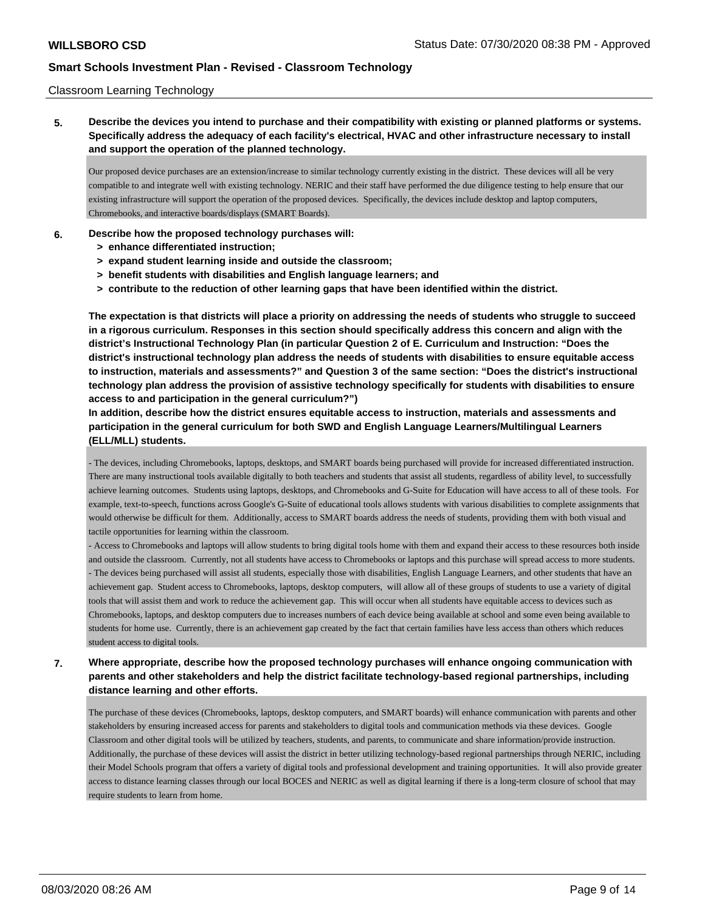Classroom Learning Technology

**5. Describe the devices you intend to purchase and their compatibility with existing or planned platforms or systems. Specifically address the adequacy of each facility's electrical, HVAC and other infrastructure necessary to install and support the operation of the planned technology.**

Our proposed device purchases are an extension/increase to similar technology currently existing in the district. These devices will all be very compatible to and integrate well with existing technology. NERIC and their staff have performed the due diligence testing to help ensure that our existing infrastructure will support the operation of the proposed devices. Specifically, the devices include desktop and laptop computers, Chromebooks, and interactive boards/displays (SMART Boards).

**6. Describe how the proposed technology purchases will:**
- **> enhance differentiated instruction;**
- **> expand student learning inside and outside the classroom;**
- **> benefit students with disabilities and English language learners; and**
- **> contribute to the reduction of other learning gaps that have been identified within the district.**

**The expectation is that districts will place a priority on addressing the needs of students who struggle to succeed in a rigorous curriculum. Responses in this section should specifically address this concern and align with the district's Instructional Technology Plan (in particular Question 2 of E. Curriculum and Instruction: "Does the district's instructional technology plan address the needs of students with disabilities to ensure equitable access to instruction, materials and assessments?" and Question 3 of the same section: "Does the district's instructional technology plan address the provision of assistive technology specifically for students with disabilities to ensure access to and participation in the general curriculum?")**

**In addition, describe how the district ensures equitable access to instruction, materials and assessments and participation in the general curriculum for both SWD and English Language Learners/Multilingual Learners (ELL/MLL) students.**

- The devices, including Chromebooks, laptops, desktops, and SMART boards being purchased will provide for increased differentiated instruction. There are many instructional tools available digitally to both teachers and students that assist all students, regardless of ability level, to successfully achieve learning outcomes. Students using laptops, desktops, and Chromebooks and G-Suite for Education will have access to all of these tools. For example, text-to-speech, functions across Google's G-Suite of educational tools allows students with various disabilities to complete assignments that would otherwise be difficult for them. Additionally, access to SMART boards address the needs of students, providing them with both visual and tactile opportunities for learning within the classroom.
- Access to Chromebooks and laptops will allow students to bring digital tools home with them and expand their access to these resources both inside and outside the classroom. Currently, not all students have access to Chromebooks or laptops and this purchase will spread access to more students.
- The devices being purchased will assist all students, especially those with disabilities, English Language Learners, and other students that have an achievement gap. Student access to Chromebooks, laptops, desktop computers, will allow all of these groups of students to use a variety of digital tools that will assist them and work to reduce the achievement gap. This will occur when all students have equitable access to devices such as Chromebooks, laptops, and desktop computers due to increases numbers of each device being available at school and some even being available to students for home use. Currently, there is an achievement gap created by the fact that certain families have less access than others which reduces student access to digital tools.

**7. Where appropriate, describe how the proposed technology purchases will enhance ongoing communication with parents and other stakeholders and help the district facilitate technology-based regional partnerships, including distance learning and other efforts.**

The purchase of these devices (Chromebooks, laptops, desktop computers, and SMART boards) will enhance communication with parents and other stakeholders by ensuring increased access for parents and stakeholders to digital tools and communication methods via these devices. Google Classroom and other digital tools will be utilized by teachers, students, and parents, to communicate and share information/provide instruction. Additionally, the purchase of these devices will assist the district in better utilizing technology-based regional partnerships through NERIC, including their Model Schools program that offers a variety of digital tools and professional development and training opportunities. It will also provide greater access to distance learning classes through our local BOCES and NERIC as well as digital learning if there is a long-term closure of school that may require students to learn from home.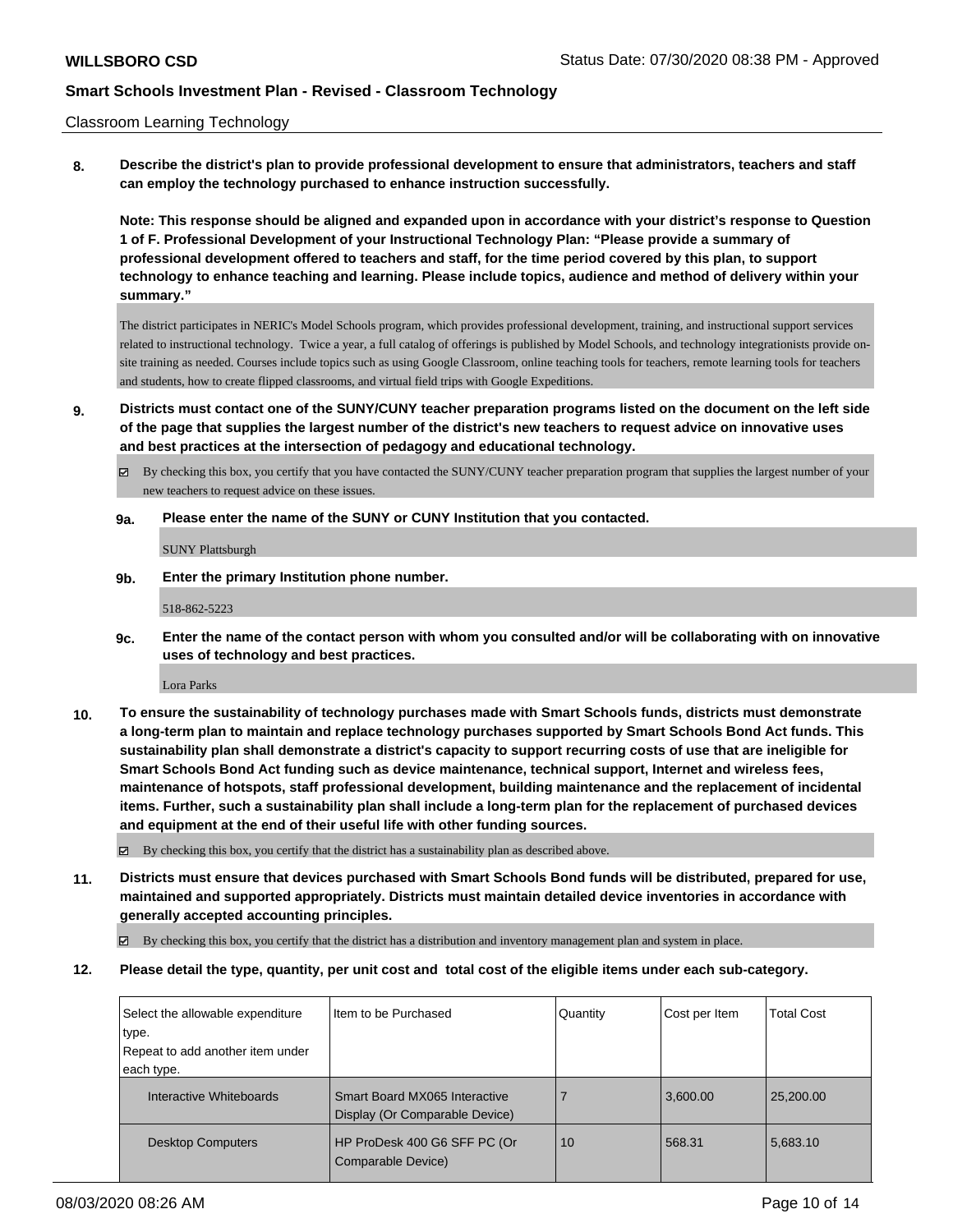Classroom Learning Technology

**8. Describe the district's plan to provide professional development to ensure that administrators, teachers and staff can employ the technology purchased to enhance instruction successfully.**

**Note: This response should be aligned and expanded upon in accordance with your district's response to Question 1 of F. Professional Development of your Instructional Technology Plan: "Please provide a summary of professional development offered to teachers and staff, for the time period covered by this plan, to support technology to enhance teaching and learning. Please include topics, audience and method of delivery within your summary."**

The district participates in NERIC's Model Schools program, which provides professional development, training, and instructional support services related to instructional technology. Twice a year, a full catalog of offerings is published by Model Schools, and technology integrationists provide on-site training as needed. Courses include topics such as using Google Classroom, online teaching tools for teachers, remote learning tools for teachers and students, how to create flipped classrooms, and virtual field trips with Google Expeditions.

**9. Districts must contact one of the SUNY/CUNY teacher preparation programs listed on the document on the left side of the page that supplies the largest number of the district's new teachers to request advice on innovative uses and best practices at the intersection of pedagogy and educational technology.**

☑ By checking this box, you certify that you have contacted the SUNY/CUNY teacher preparation program that supplies the largest number of your new teachers to request advice on these issues.

**9a. Please enter the name of the SUNY or CUNY Institution that you contacted.**

SUNY Plattsburgh

**9b. Enter the primary Institution phone number.**

518-862-5223

**9c. Enter the name of the contact person with whom you consulted and/or will be collaborating with on innovative uses of technology and best practices.**

Lora Parks

**10. To ensure the sustainability of technology purchases made with Smart Schools funds, districts must demonstrate a long-term plan to maintain and replace technology purchases supported by Smart Schools Bond Act funds. This sustainability plan shall demonstrate a district's capacity to support recurring costs of use that are ineligible for Smart Schools Bond Act funding such as device maintenance, technical support, Internet and wireless fees, maintenance of hotspots, staff professional development, building maintenance and the replacement of incidental items. Further, such a sustainability plan shall include a long-term plan for the replacement of purchased devices and equipment at the end of their useful life with other funding sources.**

☑ By checking this box, you certify that the district has a sustainability plan as described above.

**11. Districts must ensure that devices purchased with Smart Schools Bond funds will be distributed, prepared for use, maintained and supported appropriately. Districts must maintain detailed device inventories in accordance with generally accepted accounting principles.**

☑ By checking this box, you certify that the district has a distribution and inventory management plan and system in place.

**12. Please detail the type, quantity, per unit cost and total cost of the eligible items under each sub-category.**

| Select the allowable expenditure type. Repeat to add another item under each type. | Item to be Purchased | Quantity | Cost per Item | Total Cost |
|---|---|---|---|---|
| Interactive Whiteboards | Smart Board MX065 Interactive Display (Or Comparable Device) | 7 | 3,600.00 | 25,200.00 |
| Desktop Computers | HP ProDesk 400 G6 SFF PC (Or Comparable Device) | 10 | 568.31 | 5,683.10 |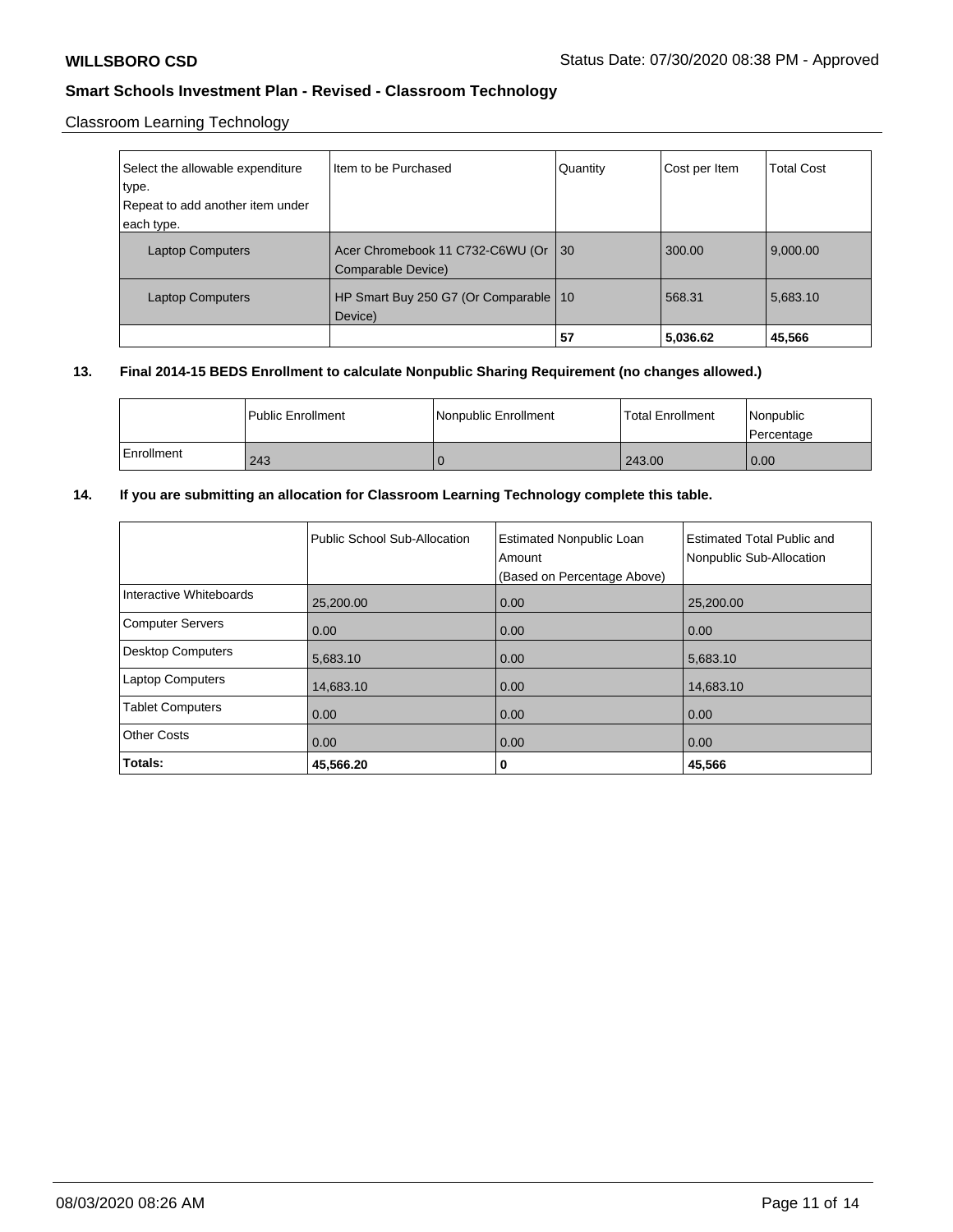Classroom Learning Technology

| Select the allowable expenditure type. Repeat to add another item under each type. | Item to be Purchased | Quantity | Cost per Item | Total Cost |
|---|---|---|---|---|
| Laptop Computers | Acer Chromebook 11 C732-C6WU (Or Comparable Device) | 30 | 300.00 | 9,000.00 |
| Laptop Computers | HP Smart Buy 250 G7 (Or Comparable Device) | 10 | 568.31 | 5,683.10 |
| | | **57** | **5,036.62** | **45,566** |

**13. Final 2014-15 BEDS Enrollment to calculate Nonpublic Sharing Requirement (no changes allowed.)**

| | Public Enrollment | Nonpublic Enrollment | Total Enrollment | Nonpublic Percentage |
|---|---|---|---|---|
| Enrollment | 243 | 0 | 243.00 | 0.00 |

**14. If you are submitting an allocation for Classroom Learning Technology complete this table.**

| | Public School Sub-Allocation | Estimated Nonpublic Loan Amount (Based on Percentage Above) | Estimated Total Public and Nonpublic Sub-Allocation |
|---|---|---|---|
| Interactive Whiteboards | 25,200.00 | 0.00 | 25,200.00 |
| Computer Servers | 0.00 | 0.00 | 0.00 |
| Desktop Computers | 5,683.10 | 0.00 | 5,683.10 |
| Laptop Computers | 14,683.10 | 0.00 | 14,683.10 |
| Tablet Computers | 0.00 | 0.00 | 0.00 |
| Other Costs | 0.00 | 0.00 | 0.00 |
| **Totals:** | **45,566.20** | **0** | **45,566** |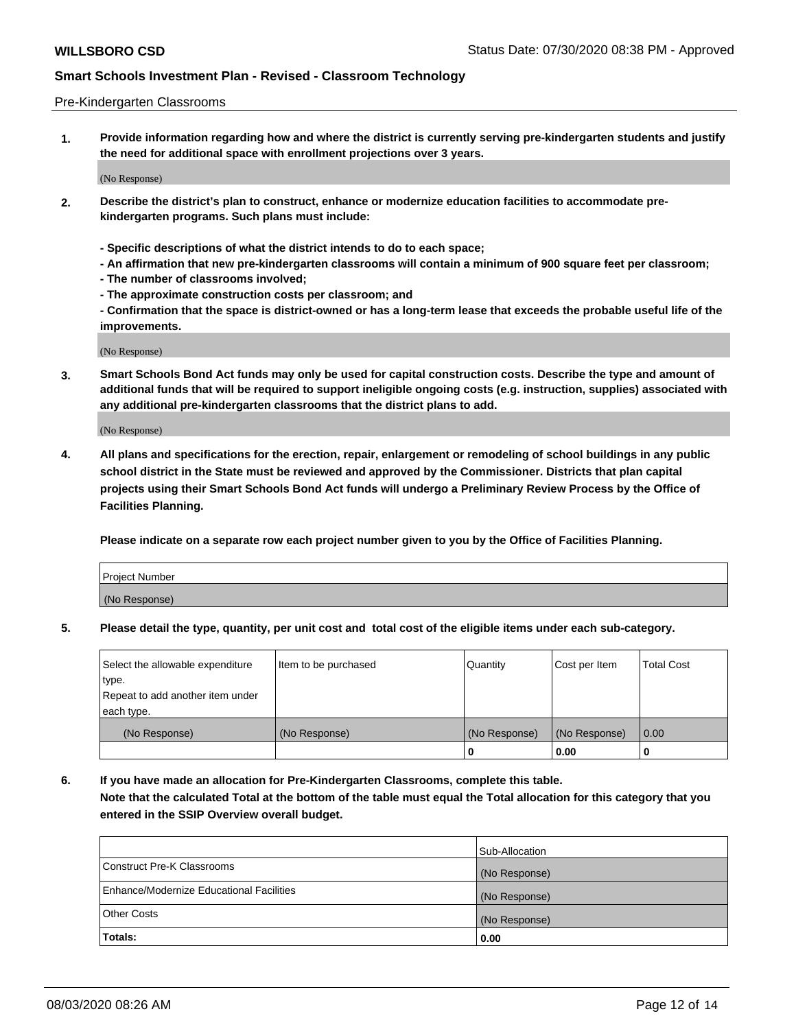Pre-Kindergarten Classrooms

**1. Provide information regarding how and where the district is currently serving pre-kindergarten students and justify the need for additional space with enrollment projections over 3 years.**

(No Response)

**2. Describe the district's plan to construct, enhance or modernize education facilities to accommodate pre-kindergarten programs. Such plans must include:**

**- Specific descriptions of what the district intends to do to each space;**
**- An affirmation that new pre-kindergarten classrooms will contain a minimum of 900 square feet per classroom;**
**- The number of classrooms involved;**
**- The approximate construction costs per classroom; and**
**- Confirmation that the space is district-owned or has a long-term lease that exceeds the probable useful life of the improvements.**

(No Response)

**3. Smart Schools Bond Act funds may only be used for capital construction costs. Describe the type and amount of additional funds that will be required to support ineligible ongoing costs (e.g. instruction, supplies) associated with any additional pre-kindergarten classrooms that the district plans to add.**

(No Response)

**4. All plans and specifications for the erection, repair, enlargement or remodeling of school buildings in any public school district in the State must be reviewed and approved by the Commissioner. Districts that plan capital projects using their Smart Schools Bond Act funds will undergo a Preliminary Review Process by the Office of Facilities Planning.**

**Please indicate on a separate row each project number given to you by the Office of Facilities Planning.**

| Project Number |
|---|
| (No Response) |

**5. Please detail the type, quantity, per unit cost and total cost of the eligible items under each sub-category.**

| Select the allowable expenditure type. Repeat to add another item under each type. | Item to be purchased | Quantity | Cost per Item | Total Cost |
|---|---|---|---|---|
| (No Response) | (No Response) | (No Response) | (No Response) | 0.00 |
| | | 0 | 0.00 | 0 |

**6. If you have made an allocation for Pre-Kindergarten Classrooms, complete this table. Note that the calculated Total at the bottom of the table must equal the Total allocation for this category that you entered in the SSIP Overview overall budget.**

| | Sub-Allocation |
|---|---|
| Construct Pre-K Classrooms | (No Response) |
| Enhance/Modernize Educational Facilities | (No Response) |
| Other Costs | (No Response) |
| **Totals:** | **0.00** |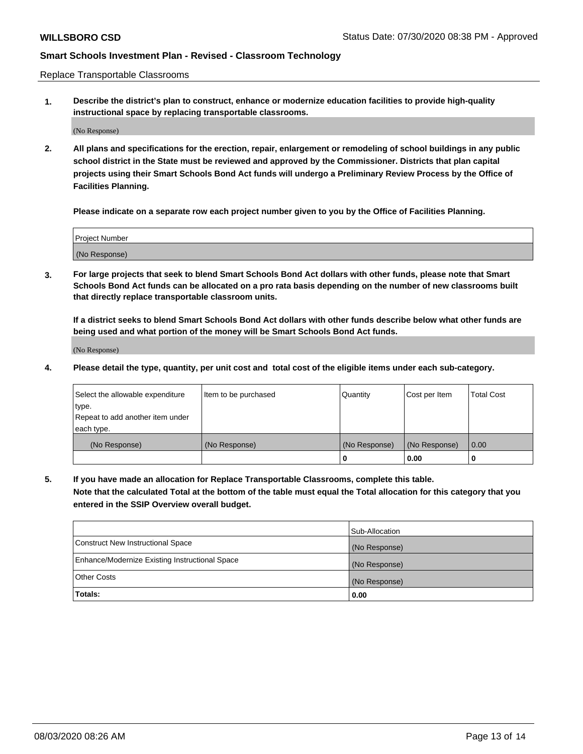Replace Transportable Classrooms

1. **Describe the district's plan to construct, enhance or modernize education facilities to provide high-quality instructional space by replacing transportable classrooms.**

(No Response)

2. **All plans and specifications for the erection, repair, enlargement or remodeling of school buildings in any public school district in the State must be reviewed and approved by the Commissioner. Districts that plan capital projects using their Smart Schools Bond Act funds will undergo a Preliminary Review Process by the Office of Facilities Planning.**

   **Please indicate on a separate row each project number given to you by the Office of Facilities Planning.**

| Project Number |
| --- |
| (No Response) |

3. **For large projects that seek to blend Smart Schools Bond Act dollars with other funds, please note that Smart Schools Bond Act funds can be allocated on a pro rata basis depending on the number of new classrooms built that directly replace transportable classroom units.**

   **If a district seeks to blend Smart Schools Bond Act dollars with other funds describe below what other funds are being used and what portion of the money will be Smart Schools Bond Act funds.**

(No Response)

4. **Please detail the type, quantity, per unit cost and total cost of the eligible items under each sub-category.**

| Select the allowable expenditure type. Repeat to add another item under each type. | Item to be purchased | Quantity | Cost per Item | Total Cost |
| --- | --- | --- | --- | --- |
| (No Response) | (No Response) | (No Response) | (No Response) | 0.00 |
| | | 0 | 0.00 | 0 |

5. **If you have made an allocation for Replace Transportable Classrooms, complete this table. Note that the calculated Total at the bottom of the table must equal the Total allocation for this category that you entered in the SSIP Overview overall budget.**

| | Sub-Allocation |
| --- | --- |
| Construct New Instructional Space | (No Response) |
| Enhance/Modernize Existing Instructional Space | (No Response) |
| Other Costs | (No Response) |
| **Totals:** | **0.00** |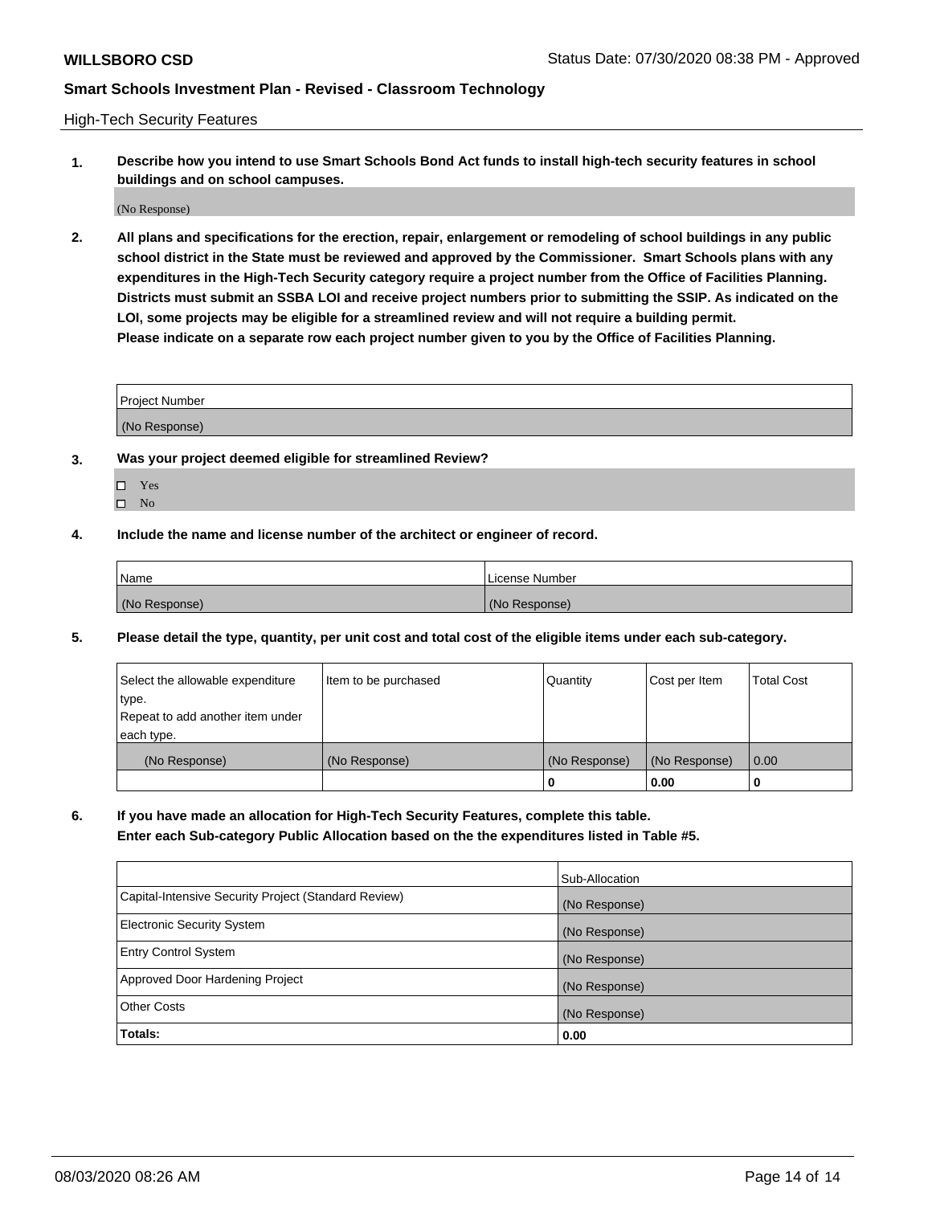High-Tech Security Features

**1. Describe how you intend to use Smart Schools Bond Act funds to install high-tech security features in school buildings and on school campuses.**

(No Response)

**2. All plans and specifications for the erection, repair, enlargement or remodeling of school buildings in any public school district in the State must be reviewed and approved by the Commissioner. Smart Schools plans with any expenditures in the High-Tech Security category require a project number from the Office of Facilities Planning. Districts must submit an SSBA LOI and receive project numbers prior to submitting the SSIP. As indicated on the LOI, some projects may be eligible for a streamlined review and will not require a building permit. Please indicate on a separate row each project number given to you by the Office of Facilities Planning.**

| Project Number |
| --- |
| (No Response) |

**3. Was your project deemed eligible for streamlined Review?**

- ☐ Yes
- ☐ No

**4. Include the name and license number of the architect or engineer of record.**

| Name | License Number |
| --- | --- |
| (No Response) | (No Response) |

**5. Please detail the type, quantity, per unit cost and total cost of the eligible items under each sub-category.**

| Select the allowable expenditure type. Repeat to add another item under each type. | Item to be purchased | Quantity | Cost per Item | Total Cost |
| --- | --- | --- | --- | --- |
| (No Response) | (No Response) | (No Response) | (No Response) | 0.00 |
| | | 0 | 0.00 | 0 |

**6. If you have made an allocation for High-Tech Security Features, complete this table. Enter each Sub-category Public Allocation based on the the expenditures listed in Table #5.**

| | Sub-Allocation |
| --- | --- |
| Capital-Intensive Security Project (Standard Review) | (No Response) |
| Electronic Security System | (No Response) |
| Entry Control System | (No Response) |
| Approved Door Hardening Project | (No Response) |
| Other Costs | (No Response) |
| **Totals:** | **0.00** |